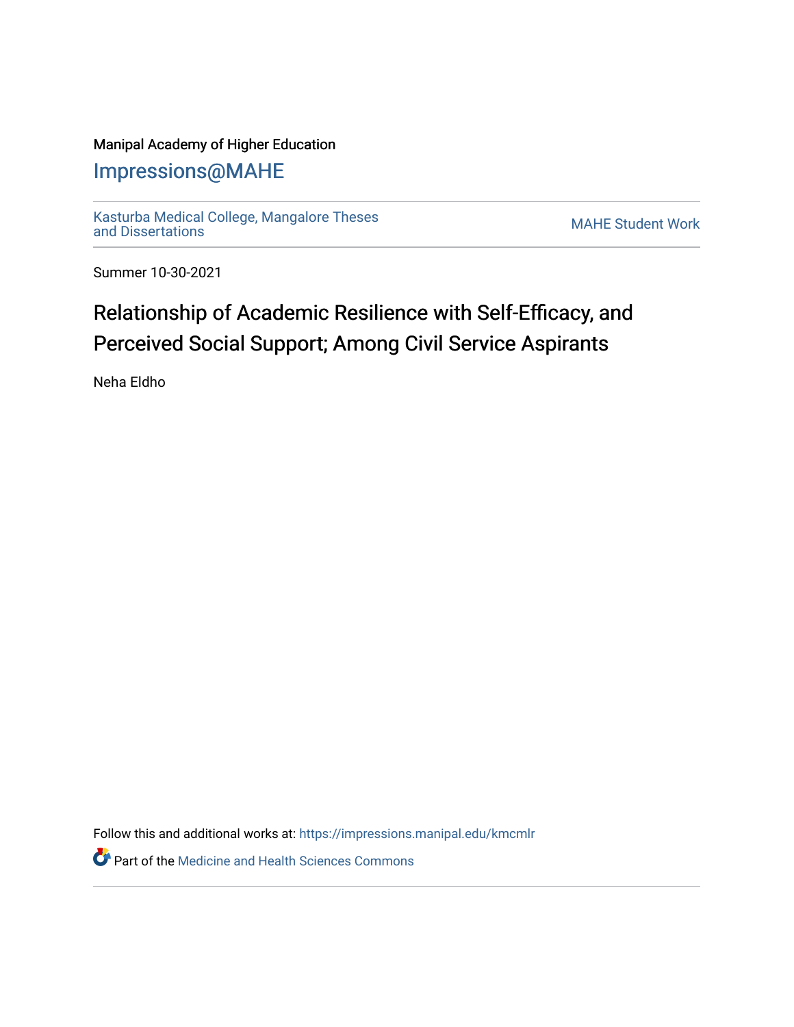Manipal Academy of Higher Education

# Impressions@MAHE

Kasturba Medical College, Mangalore Theses and Dissertations

MAHE Student Work

Summer 10-30-2021

## Relationship of Academic Resilience with Self-Efficacy, and Perceived Social Support; Among Civil Service Aspirants

Neha Eldho

Follow this and additional works at: https://impressions.manipal.edu/kmcmlr

Part of the Medicine and Health Sciences Commons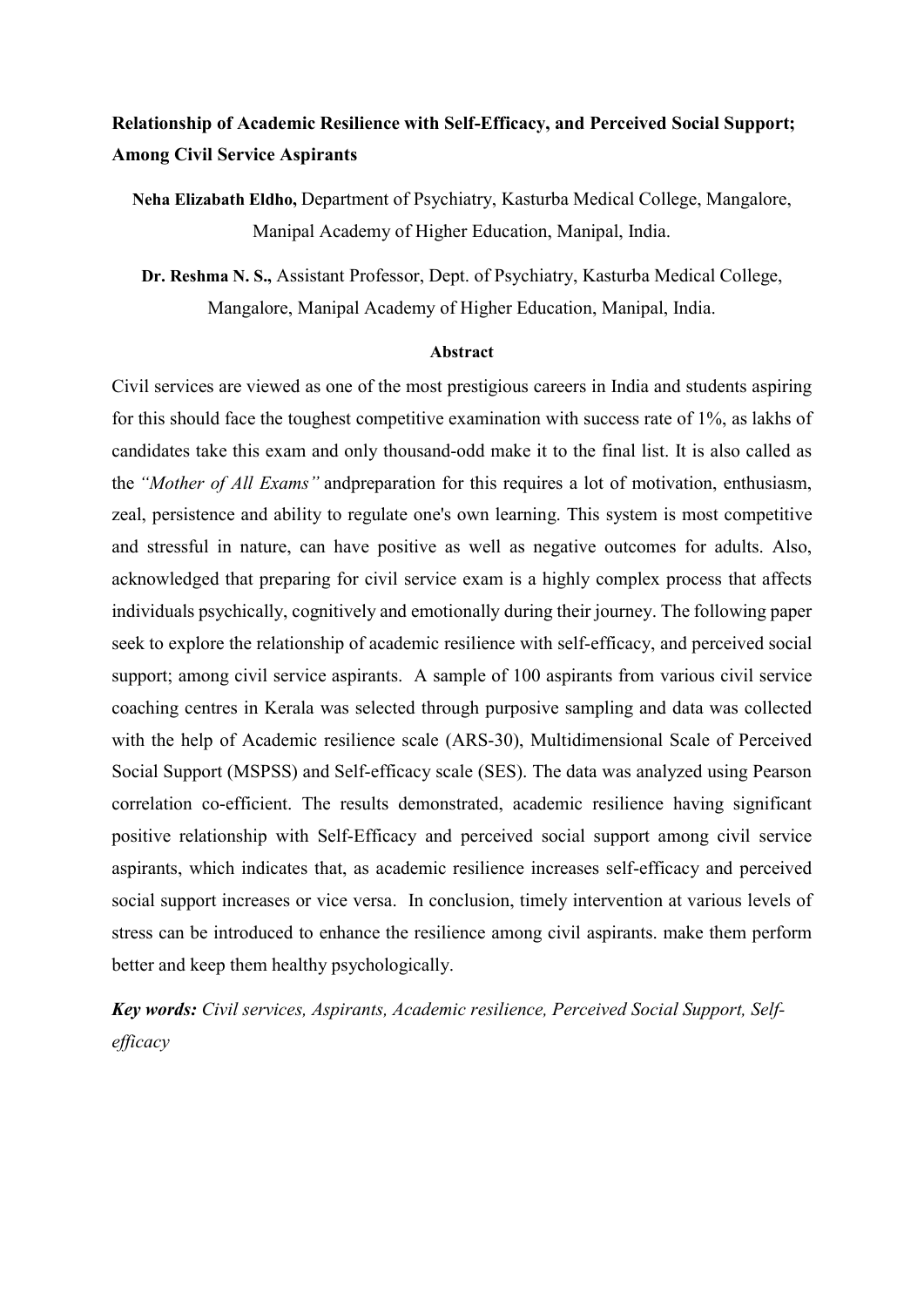**Relationship of Academic Resilience with Self-Efficacy, and Perceived Social Support; Among Civil Service Aspirants**

**Neha Elizabath Eldho,** Department of Psychiatry, Kasturba Medical College, Mangalore, Manipal Academy of Higher Education, Manipal, India.

**Dr. Reshma N. S.,** Assistant Professor, Dept. of Psychiatry, Kasturba Medical College, Mangalore, Manipal Academy of Higher Education, Manipal, India.

**Abstract**

Civil services are viewed as one of the most prestigious careers in India and students aspiring for this should face the toughest competitive examination with success rate of 1%, as lakhs of candidates take this exam and only thousand-odd make it to the final list. It is also called as the *"Mother of All Exams"* andpreparation for this requires a lot of motivation, enthusiasm, zeal, persistence and ability to regulate one's own learning. This system is most competitive and stressful in nature, can have positive as well as negative outcomes for adults. Also, acknowledged that preparing for civil service exam is a highly complex process that affects individuals psychically, cognitively and emotionally during their journey. The following paper seek to explore the relationship of academic resilience with self-efficacy, and perceived social support; among civil service aspirants. A sample of 100 aspirants from various civil service coaching centres in Kerala was selected through purposive sampling and data was collected with the help of Academic resilience scale (ARS-30), Multidimensional Scale of Perceived Social Support (MSPSS) and Self-efficacy scale (SES). The data was analyzed using Pearson correlation co-efficient. The results demonstrated, academic resilience having significant positive relationship with Self-Efficacy and perceived social support among civil service aspirants, which indicates that, as academic resilience increases self-efficacy and perceived social support increases or vice versa. In conclusion, timely intervention at various levels of stress can be introduced to enhance the resilience among civil aspirants. make them perform better and keep them healthy psychologically.

***Key words:*** *Civil services, Aspirants, Academic resilience, Perceived Social Support, Self-efficacy*